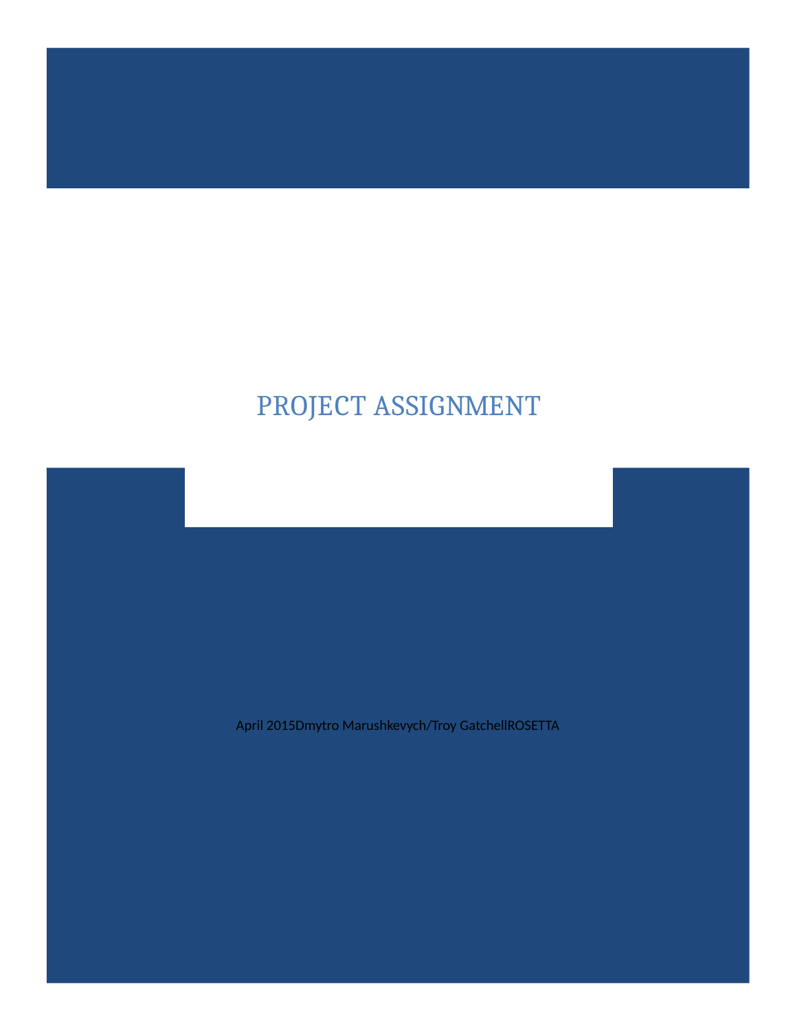# PROJECT ASSIGNMENT

April 2015Dmytro Marushkevych/Troy GatchellROSETTA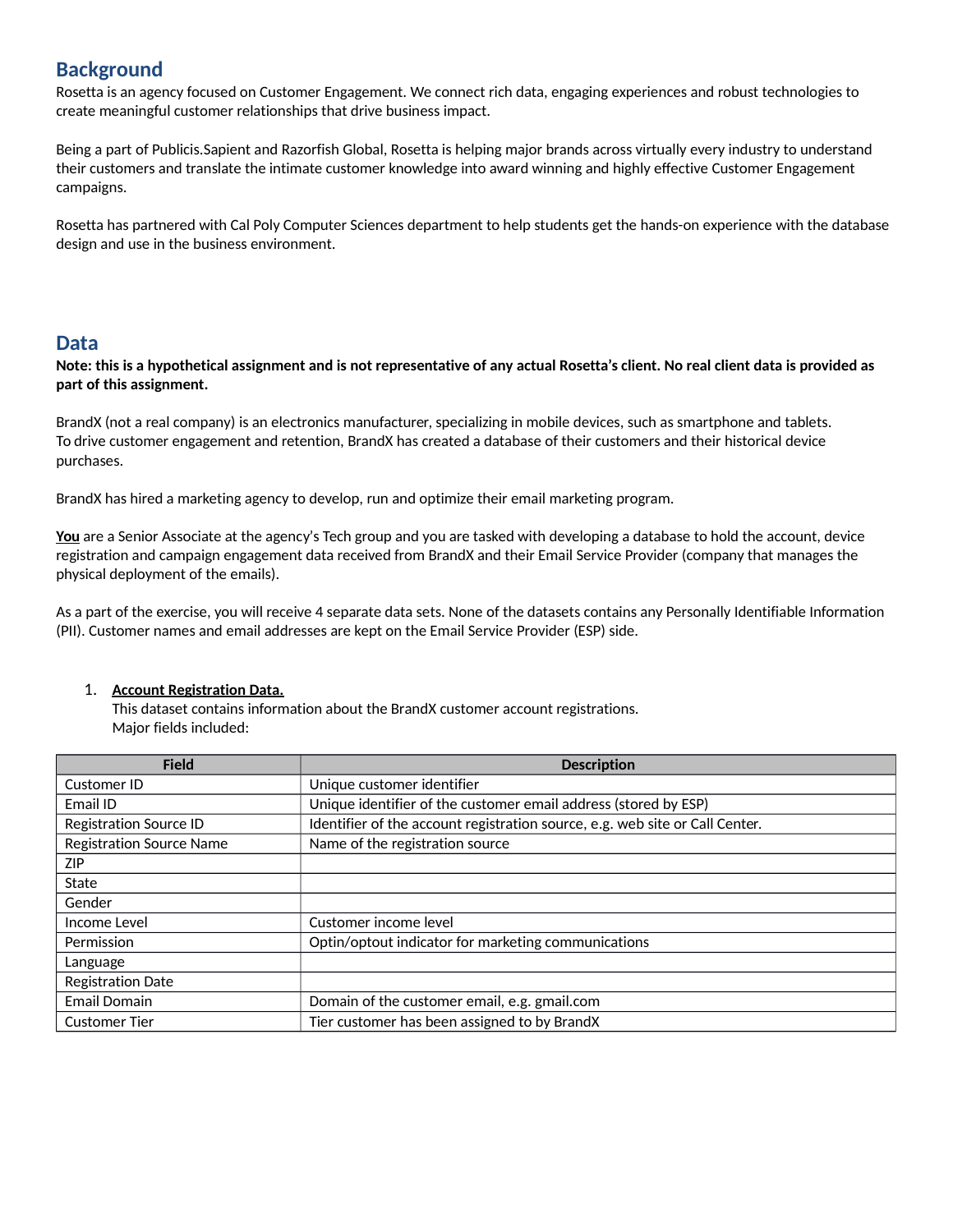## Background

Rosetta is an agency focused on Customer Engagement. We connect rich data, engaging experiences and robust technologies to create meaningful customer relationships that drive business impact.

Being a part of Publicis.Sapient and Razorfish Global, Rosetta is helping major brands across virtually every industry to understand their customers and translate the intimate customer knowledge into award winning and highly effective Customer Engagement campaigns.

Rosetta has partnered with Cal Poly Computer Sciences department to help students get the hands-on experience with the database design and use in the business environment.

## Data

**Note: this is a hypothetical assignment and is not representative of any actual Rosetta's client. No real client data is provided as part of this assignment.**

BrandX (not a real company) is an electronics manufacturer, specializing in mobile devices, such as smartphone and tablets. To drive customer engagement and retention, BrandX has created a database of their customers and their historical device purchases.

BrandX has hired a marketing agency to develop, run and optimize their email marketing program.

**You** are a Senior Associate at the agency's Tech group and you are tasked with developing a database to hold the account, device registration and campaign engagement data received from BrandX and their Email Service Provider (company that manages the physical deployment of the emails).

As a part of the exercise, you will receive 4 separate data sets. None of the datasets contains any Personally Identifiable Information (PII). Customer names and email addresses are kept on the Email Service Provider (ESP) side.

1. **Account Registration Data.**
   This dataset contains information about the BrandX customer account registrations.
   Major fields included:

| Field | Description |
|---|---|
| Customer ID | Unique customer identifier |
| Email ID | Unique identifier of the customer email address (stored by ESP) |
| Registration Source ID | Identifier of the account registration source, e.g. web site or Call Center. |
| Registration Source Name | Name of the registration source |
| ZIP | |
| State | |
| Gender | |
| Income Level | Customer income level |
| Permission | Optin/optout indicator for marketing communications |
| Language | |
| Registration Date | |
| Email Domain | Domain of the customer email, e.g. gmail.com |
| Customer Tier | Tier customer has been assigned to by BrandX |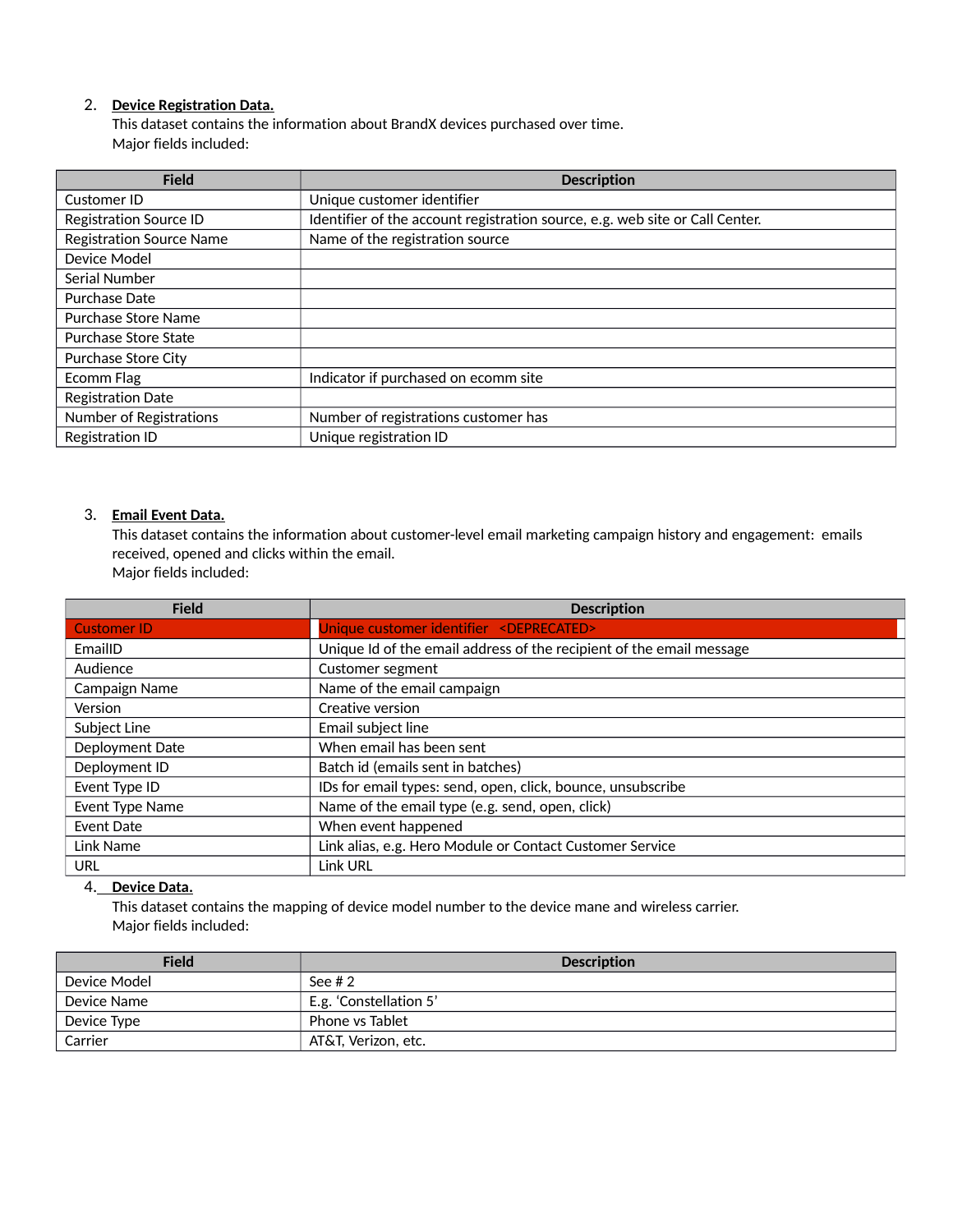2. **Device Registration Data.**
   This dataset contains the information about BrandX devices purchased over time.
   Major fields included:

| Field | Description |
|---|---|
| Customer ID | Unique customer identifier |
| Registration Source ID | Identifier of the account registration source, e.g. web site or Call Center. |
| Registration Source Name | Name of the registration source |
| Device Model | |
| Serial Number | |
| Purchase Date | |
| Purchase Store Name | |
| Purchase Store State | |
| Purchase Store City | |
| Ecomm Flag | Indicator if purchased on ecomm site |
| Registration Date | |
| Number of Registrations | Number of registrations customer has |
| Registration ID | Unique registration ID |

3. **Email Event Data.**
   This dataset contains the information about customer-level email marketing campaign history and engagement: emails received, opened and clicks within the email.
   Major fields included:

| Field | Description |
|---|---|
| Customer ID | Unique customer identifier <DEPRECATED> |
| EmailID | Unique Id of the email address of the recipient of the email message |
| Audience | Customer segment |
| Campaign Name | Name of the email campaign |
| Version | Creative version |
| Subject Line | Email subject line |
| Deployment Date | When email has been sent |
| Deployment ID | Batch id (emails sent in batches) |
| Event Type ID | IDs for email types: send, open, click, bounce, unsubscribe |
| Event Type Name | Name of the email type (e.g. send, open, click) |
| Event Date | When event happened |
| Link Name | Link alias, e.g. Hero Module or Contact Customer Service |
| URL | Link URL |

4. **Device Data.**
   This dataset contains the mapping of device model number to the device mane and wireless carrier.
   Major fields included:

| Field | Description |
|---|---|
| Device Model | See # 2 |
| Device Name | E.g. 'Constellation 5' |
| Device Type | Phone vs Tablet |
| Carrier | AT&T, Verizon, etc. |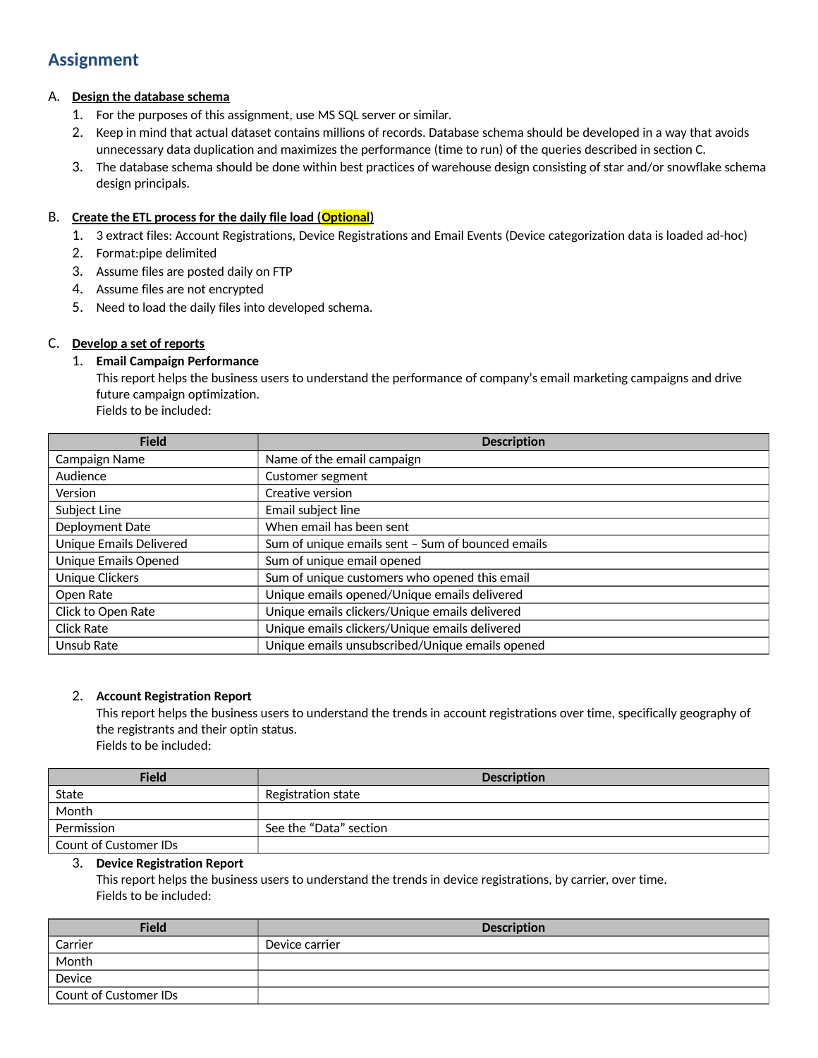## Assignment

A. **Design the database schema**

1. For the purposes of this assignment, use MS SQL server or similar.
2. Keep in mind that actual dataset contains millions of records. Database schema should be developed in a way that avoids unnecessary data duplication and maximizes the performance (time to run) of the queries described in section C.
3. The database schema should be done within best practices of warehouse design consisting of star and/or snowflake schema design principals.

B. **Create the ETL process for the daily file load (Optional)**

1. 3 extract files: Account Registrations, Device Registrations and Email Events (Device categorization data is loaded ad-hoc)
2. Format:pipe delimited
3. Assume files are posted daily on FTP
4. Assume files are not encrypted
5. Need to load the daily files into developed schema.

C. **Develop a set of reports**

1. **Email Campaign Performance**
   This report helps the business users to understand the performance of company's email marketing campaigns and drive future campaign optimization.
   Fields to be included:

| Field | Description |
|---|---|
| Campaign Name | Name of the email campaign |
| Audience | Customer segment |
| Version | Creative version |
| Subject Line | Email subject line |
| Deployment Date | When email has been sent |
| Unique Emails Delivered | Sum of unique emails sent – Sum of bounced emails |
| Unique Emails Opened | Sum of unique email opened |
| Unique Clickers | Sum of unique customers who opened this email |
| Open Rate | Unique emails opened/Unique emails delivered |
| Click to Open Rate | Unique emails clickers/Unique emails delivered |
| Click Rate | Unique emails clickers/Unique emails delivered |
| Unsub Rate | Unique emails unsubscribed/Unique emails opened |

2. **Account Registration Report**
   This report helps the business users to understand the trends in account registrations over time, specifically geography of the registrants and their optin status.
   Fields to be included:

| Field | Description |
|---|---|
| State | Registration state |
| Month | |
| Permission | See the "Data" section |
| Count of Customer IDs | |

3. **Device Registration Report**
   This report helps the business users to understand the trends in device registrations, by carrier, over time.
   Fields to be included:

| Field | Description |
|---|---|
| Carrier | Device carrier |
| Month | |
| Device | |
| Count of Customer IDs | |